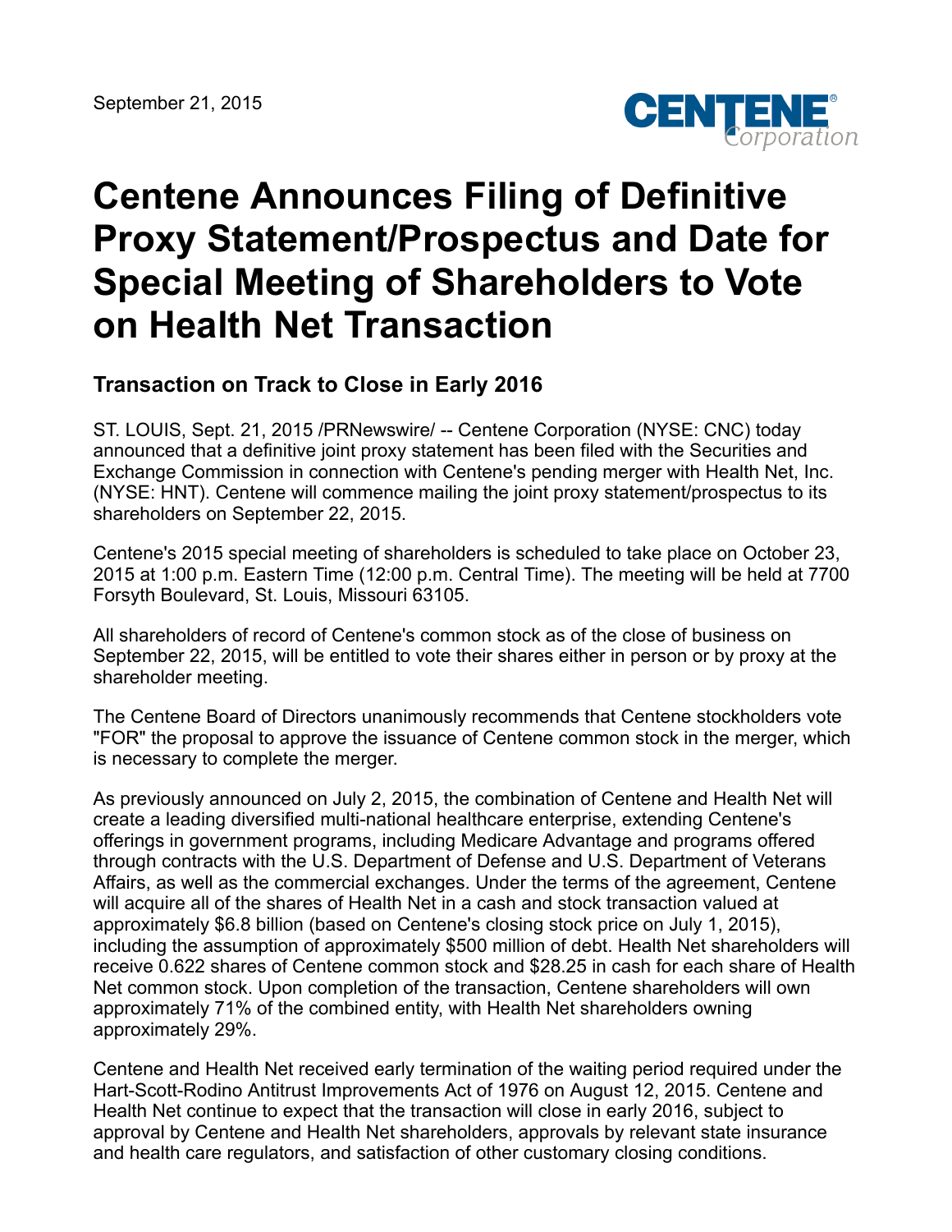September 21, 2015

# Centene Announces Filing of Definitive Proxy Statement/Prospectus and Date for Special Meeting of Shareholders to Vote on Health Net Transaction

## Transaction on Track to Close in Early 2016

ST. LOUIS, Sept. 21, 2015 /PRNewswire/ -- Centene Corporation (NYSE: CNC) today announced that a definitive joint proxy statement has been filed with the Securities and Exchange Commission in connection with Centene's pending merger with Health Net, Inc. (NYSE: HNT). Centene will commence mailing the joint proxy statement/prospectus to its shareholders on September 22, 2015.

Centene's 2015 special meeting of shareholders is scheduled to take place on October 23, 2015 at 1:00 p.m. Eastern Time (12:00 p.m. Central Time). The meeting will be held at 7700 Forsyth Boulevard, St. Louis, Missouri 63105.

All shareholders of record of Centene's common stock as of the close of business on September 22, 2015, will be entitled to vote their shares either in person or by proxy at the shareholder meeting.

The Centene Board of Directors unanimously recommends that Centene stockholders vote "FOR" the proposal to approve the issuance of Centene common stock in the merger, which is necessary to complete the merger.

As previously announced on July 2, 2015, the combination of Centene and Health Net will create a leading diversified multi-national healthcare enterprise, extending Centene's offerings in government programs, including Medicare Advantage and programs offered through contracts with the U.S. Department of Defense and U.S. Department of Veterans Affairs, as well as the commercial exchanges. Under the terms of the agreement, Centene will acquire all of the shares of Health Net in a cash and stock transaction valued at approximately $6.8 billion (based on Centene's closing stock price on July 1, 2015), including the assumption of approximately $500 million of debt. Health Net shareholders will receive 0.622 shares of Centene common stock and $28.25 in cash for each share of Health Net common stock. Upon completion of the transaction, Centene shareholders will own approximately 71% of the combined entity, with Health Net shareholders owning approximately 29%.

Centene and Health Net received early termination of the waiting period required under the Hart-Scott-Rodino Antitrust Improvements Act of 1976 on August 12, 2015. Centene and Health Net continue to expect that the transaction will close in early 2016, subject to approval by Centene and Health Net shareholders, approvals by relevant state insurance and health care regulators, and satisfaction of other customary closing conditions.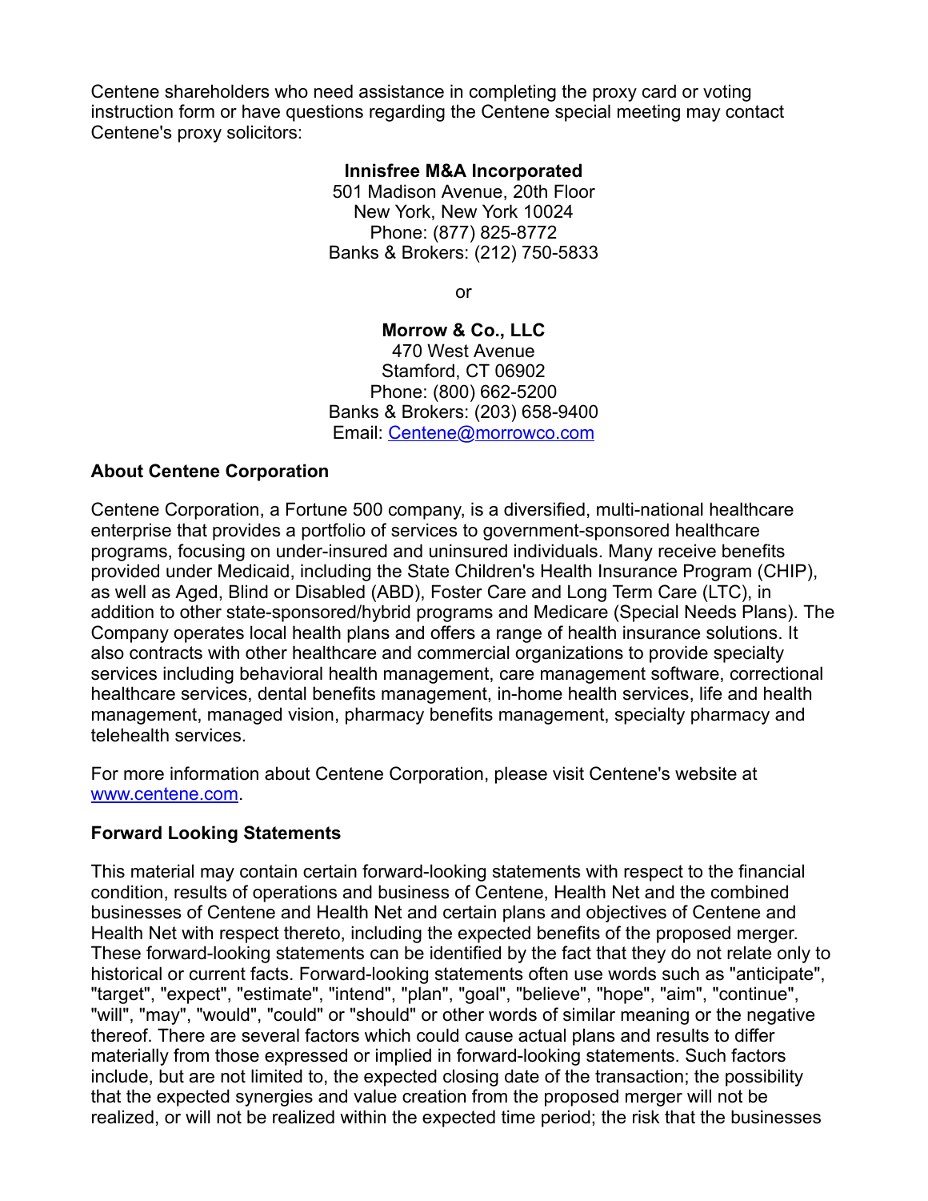Centene shareholders who need assistance in completing the proxy card or voting instruction form or have questions regarding the Centene special meeting may contact Centene's proxy solicitors:

**Innisfree M&A Incorporated**
501 Madison Avenue, 20th Floor
New York, New York 10024
Phone: (877) 825-8772
Banks & Brokers: (212) 750-5833

or

**Morrow & Co., LLC**
470 West Avenue
Stamford, CT 06902
Phone: (800) 662-5200
Banks & Brokers: (203) 658-9400
Email: Centene@morrowco.com

**About Centene Corporation**

Centene Corporation, a Fortune 500 company, is a diversified, multi-national healthcare enterprise that provides a portfolio of services to government-sponsored healthcare programs, focusing on under-insured and uninsured individuals. Many receive benefits provided under Medicaid, including the State Children's Health Insurance Program (CHIP), as well as Aged, Blind or Disabled (ABD), Foster Care and Long Term Care (LTC), in addition to other state-sponsored/hybrid programs and Medicare (Special Needs Plans). The Company operates local health plans and offers a range of health insurance solutions. It also contracts with other healthcare and commercial organizations to provide specialty services including behavioral health management, care management software, correctional healthcare services, dental benefits management, in-home health services, life and health management, managed vision, pharmacy benefits management, specialty pharmacy and telehealth services.

For more information about Centene Corporation, please visit Centene's website at www.centene.com.

**Forward Looking Statements**

This material may contain certain forward-looking statements with respect to the financial condition, results of operations and business of Centene, Health Net and the combined businesses of Centene and Health Net and certain plans and objectives of Centene and Health Net with respect thereto, including the expected benefits of the proposed merger. These forward-looking statements can be identified by the fact that they do not relate only to historical or current facts. Forward-looking statements often use words such as "anticipate", "target", "expect", "estimate", "intend", "plan", "goal", "believe", "hope", "aim", "continue", "will", "may", "would", "could" or "should" or other words of similar meaning or the negative thereof. There are several factors which could cause actual plans and results to differ materially from those expressed or implied in forward-looking statements. Such factors include, but are not limited to, the expected closing date of the transaction; the possibility that the expected synergies and value creation from the proposed merger will not be realized, or will not be realized within the expected time period; the risk that the businesses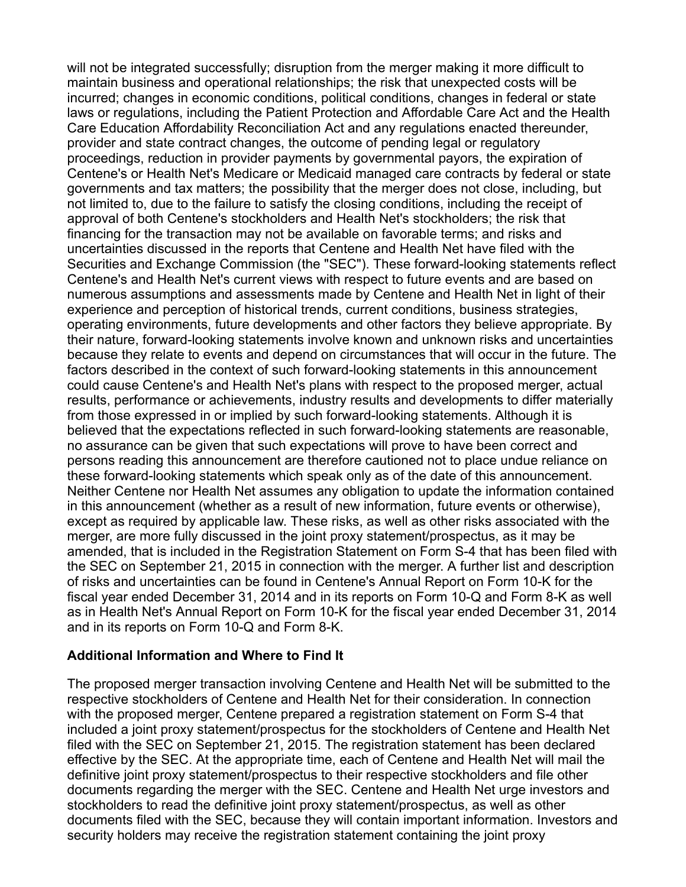will not be integrated successfully; disruption from the merger making it more difficult to maintain business and operational relationships; the risk that unexpected costs will be incurred; changes in economic conditions, political conditions, changes in federal or state laws or regulations, including the Patient Protection and Affordable Care Act and the Health Care Education Affordability Reconciliation Act and any regulations enacted thereunder, provider and state contract changes, the outcome of pending legal or regulatory proceedings, reduction in provider payments by governmental payors, the expiration of Centene's or Health Net's Medicare or Medicaid managed care contracts by federal or state governments and tax matters; the possibility that the merger does not close, including, but not limited to, due to the failure to satisfy the closing conditions, including the receipt of approval of both Centene's stockholders and Health Net's stockholders; the risk that financing for the transaction may not be available on favorable terms; and risks and uncertainties discussed in the reports that Centene and Health Net have filed with the Securities and Exchange Commission (the "SEC"). These forward-looking statements reflect Centene's and Health Net's current views with respect to future events and are based on numerous assumptions and assessments made by Centene and Health Net in light of their experience and perception of historical trends, current conditions, business strategies, operating environments, future developments and other factors they believe appropriate. By their nature, forward-looking statements involve known and unknown risks and uncertainties because they relate to events and depend on circumstances that will occur in the future. The factors described in the context of such forward-looking statements in this announcement could cause Centene's and Health Net's plans with respect to the proposed merger, actual results, performance or achievements, industry results and developments to differ materially from those expressed in or implied by such forward-looking statements. Although it is believed that the expectations reflected in such forward-looking statements are reasonable, no assurance can be given that such expectations will prove to have been correct and persons reading this announcement are therefore cautioned not to place undue reliance on these forward-looking statements which speak only as of the date of this announcement. Neither Centene nor Health Net assumes any obligation to update the information contained in this announcement (whether as a result of new information, future events or otherwise), except as required by applicable law. These risks, as well as other risks associated with the merger, are more fully discussed in the joint proxy statement/prospectus, as it may be amended, that is included in the Registration Statement on Form S-4 that has been filed with the SEC on September 21, 2015 in connection with the merger. A further list and description of risks and uncertainties can be found in Centene's Annual Report on Form 10-K for the fiscal year ended December 31, 2014 and in its reports on Form 10-Q and Form 8-K as well as in Health Net's Annual Report on Form 10-K for the fiscal year ended December 31, 2014 and in its reports on Form 10-Q and Form 8-K.

**Additional Information and Where to Find It**

The proposed merger transaction involving Centene and Health Net will be submitted to the respective stockholders of Centene and Health Net for their consideration. In connection with the proposed merger, Centene prepared a registration statement on Form S-4 that included a joint proxy statement/prospectus for the stockholders of Centene and Health Net filed with the SEC on September 21, 2015. The registration statement has been declared effective by the SEC. At the appropriate time, each of Centene and Health Net will mail the definitive joint proxy statement/prospectus to their respective stockholders and file other documents regarding the merger with the SEC. Centene and Health Net urge investors and stockholders to read the definitive joint proxy statement/prospectus, as well as other documents filed with the SEC, because they will contain important information. Investors and security holders may receive the registration statement containing the joint proxy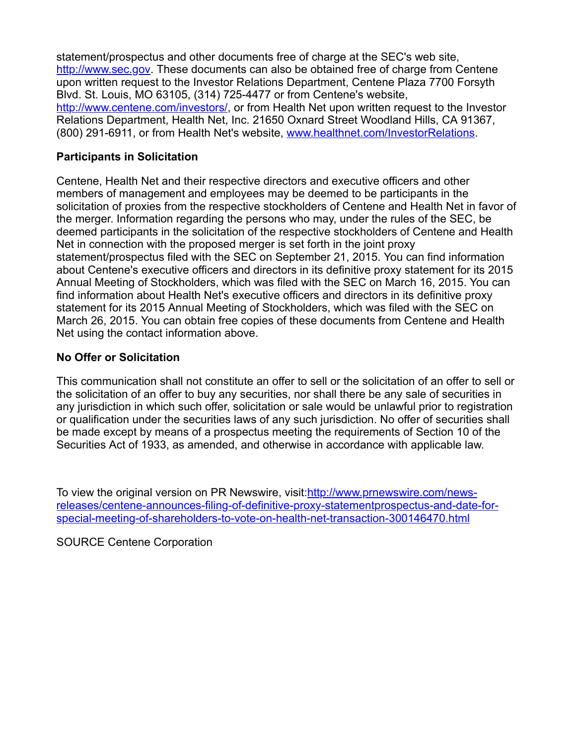statement/prospectus and other documents free of charge at the SEC's web site, http://www.sec.gov. These documents can also be obtained free of charge from Centene upon written request to the Investor Relations Department, Centene Plaza 7700 Forsyth Blvd. St. Louis, MO 63105, (314) 725-4477 or from Centene's website, http://www.centene.com/investors/, or from Health Net upon written request to the Investor Relations Department, Health Net, Inc. 21650 Oxnard Street Woodland Hills, CA 91367, (800) 291-6911, or from Health Net's website, www.healthnet.com/InvestorRelations.

**Participants in Solicitation**

Centene, Health Net and their respective directors and executive officers and other members of management and employees may be deemed to be participants in the solicitation of proxies from the respective stockholders of Centene and Health Net in favor of the merger. Information regarding the persons who may, under the rules of the SEC, be deemed participants in the solicitation of the respective stockholders of Centene and Health Net in connection with the proposed merger is set forth in the joint proxy statement/prospectus filed with the SEC on September 21, 2015. You can find information about Centene's executive officers and directors in its definitive proxy statement for its 2015 Annual Meeting of Stockholders, which was filed with the SEC on March 16, 2015. You can find information about Health Net's executive officers and directors in its definitive proxy statement for its 2015 Annual Meeting of Stockholders, which was filed with the SEC on March 26, 2015. You can obtain free copies of these documents from Centene and Health Net using the contact information above.

**No Offer or Solicitation**

This communication shall not constitute an offer to sell or the solicitation of an offer to sell or the solicitation of an offer to buy any securities, nor shall there be any sale of securities in any jurisdiction in which such offer, solicitation or sale would be unlawful prior to registration or qualification under the securities laws of any such jurisdiction. No offer of securities shall be made except by means of a prospectus meeting the requirements of Section 10 of the Securities Act of 1933, as amended, and otherwise in accordance with applicable law.

To view the original version on PR Newswire, visit:http://www.prnewswire.com/news-releases/centene-announces-filing-of-definitive-proxy-statementprospectus-and-date-for-special-meeting-of-shareholders-to-vote-on-health-net-transaction-300146470.html

SOURCE Centene Corporation